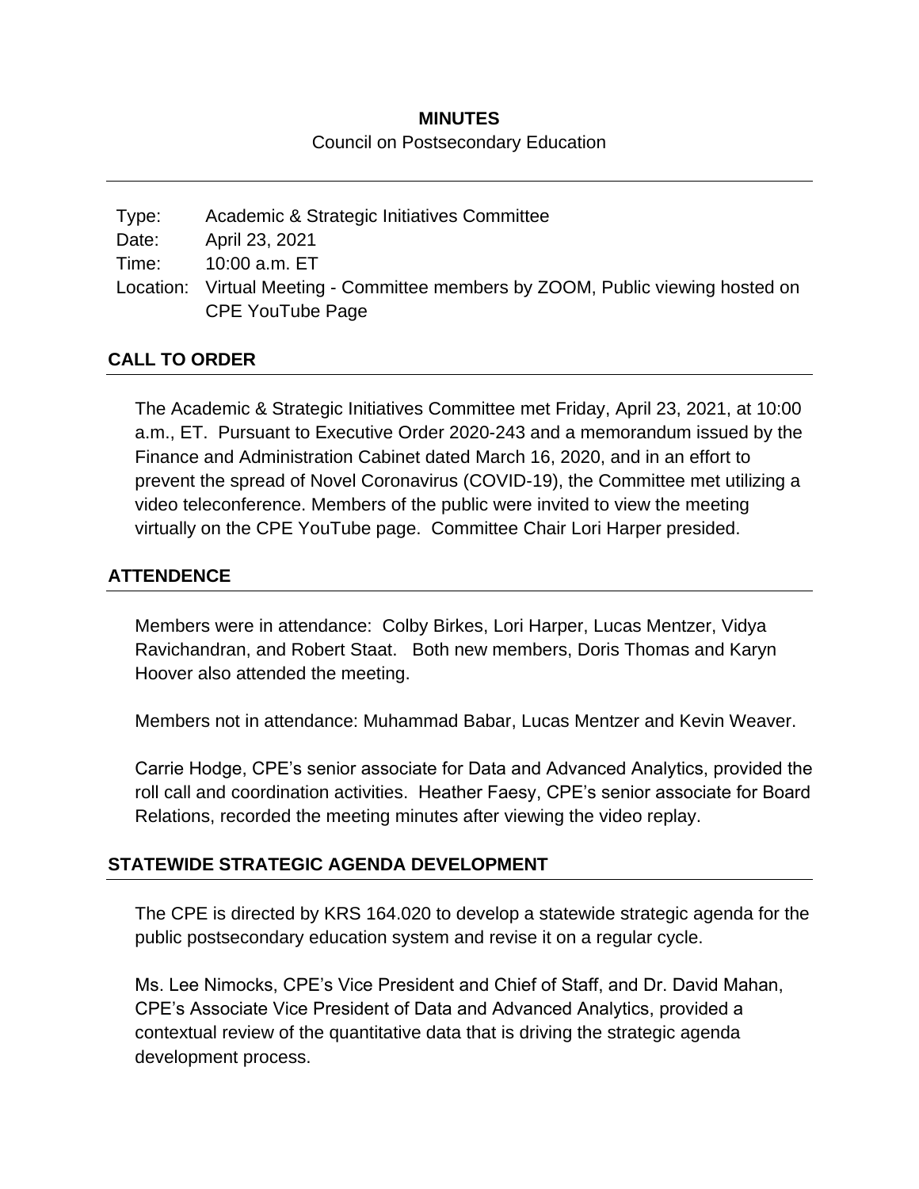**MINUTES**

Council on Postsecondary Education

Type: Academic & Strategic Initiatives Committee
Date: April 23, 2021
Time: 10:00 a.m. ET
Location: Virtual Meeting - Committee members by ZOOM, Public viewing hosted on CPE YouTube Page

## CALL TO ORDER

The Academic & Strategic Initiatives Committee met Friday, April 23, 2021, at 10:00 a.m., ET. Pursuant to Executive Order 2020-243 and a memorandum issued by the Finance and Administration Cabinet dated March 16, 2020, and in an effort to prevent the spread of Novel Coronavirus (COVID-19), the Committee met utilizing a video teleconference. Members of the public were invited to view the meeting virtually on the CPE YouTube page. Committee Chair Lori Harper presided.

## ATTENDENCE

Members were in attendance: Colby Birkes, Lori Harper, Lucas Mentzer, Vidya Ravichandran, and Robert Staat. Both new members, Doris Thomas and Karyn Hoover also attended the meeting.

Members not in attendance: Muhammad Babar, Lucas Mentzer and Kevin Weaver.

Carrie Hodge, CPE's senior associate for Data and Advanced Analytics, provided the roll call and coordination activities. Heather Faesy, CPE's senior associate for Board Relations, recorded the meeting minutes after viewing the video replay.

## STATEWIDE STRATEGIC AGENDA DEVELOPMENT

The CPE is directed by KRS 164.020 to develop a statewide strategic agenda for the public postsecondary education system and revise it on a regular cycle.

Ms. Lee Nimocks, CPE's Vice President and Chief of Staff, and Dr. David Mahan, CPE's Associate Vice President of Data and Advanced Analytics, provided a contextual review of the quantitative data that is driving the strategic agenda development process.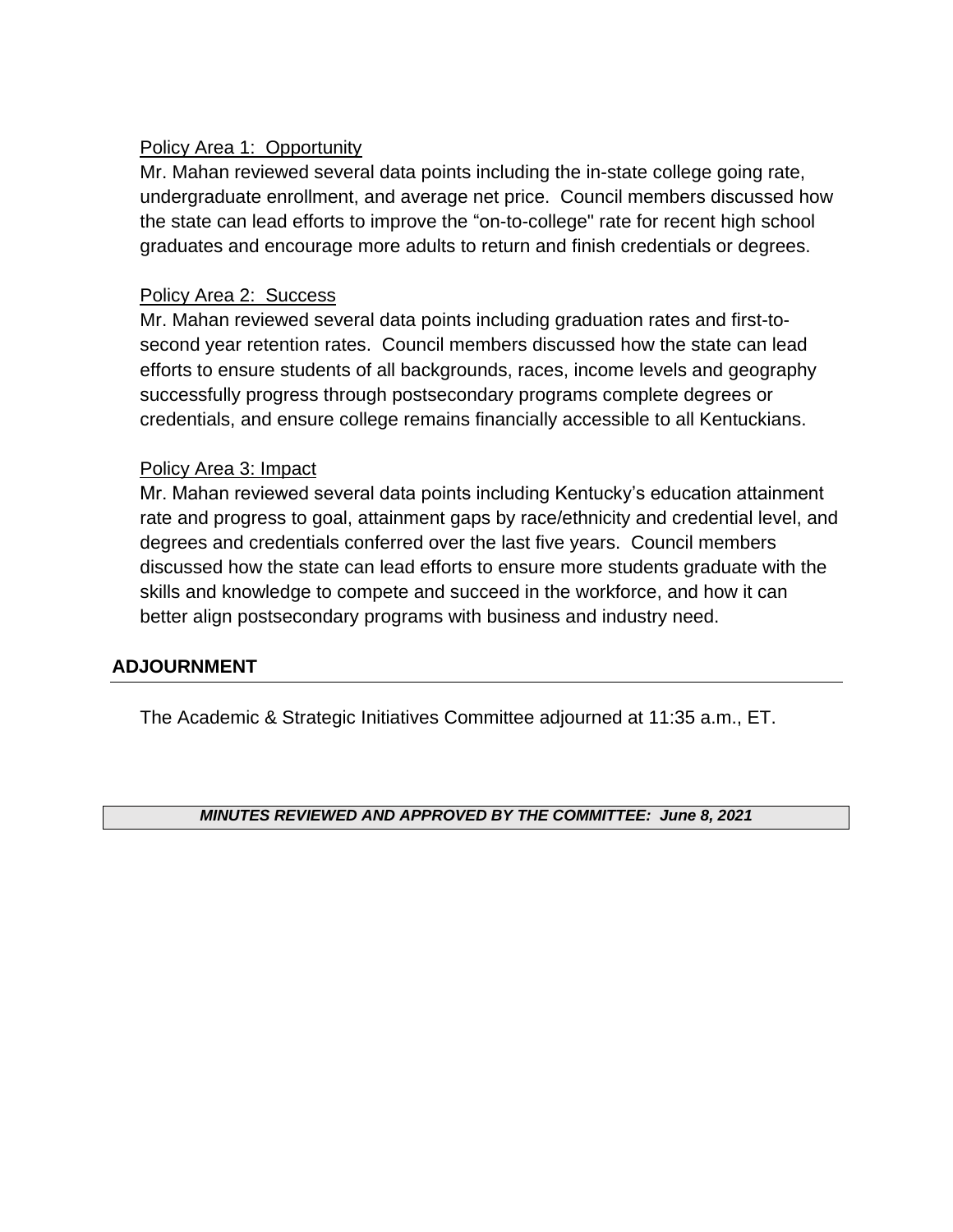Policy Area 1: Opportunity

Mr. Mahan reviewed several data points including the in-state college going rate, undergraduate enrollment, and average net price. Council members discussed how the state can lead efforts to improve the "on-to-college" rate for recent high school graduates and encourage more adults to return and finish credentials or degrees.

Policy Area 2: Success

Mr. Mahan reviewed several data points including graduation rates and first-to-second year retention rates. Council members discussed how the state can lead efforts to ensure students of all backgrounds, races, income levels and geography successfully progress through postsecondary programs complete degrees or credentials, and ensure college remains financially accessible to all Kentuckians.

Policy Area 3: Impact

Mr. Mahan reviewed several data points including Kentucky's education attainment rate and progress to goal, attainment gaps by race/ethnicity and credential level, and degrees and credentials conferred over the last five years. Council members discussed how the state can lead efforts to ensure more students graduate with the skills and knowledge to compete and succeed in the workforce, and how it can better align postsecondary programs with business and industry need.

## ADJOURNMENT

The Academic & Strategic Initiatives Committee adjourned at 11:35 a.m., ET.

***MINUTES REVIEWED AND APPROVED BY THE COMMITTEE: June 8, 2021***